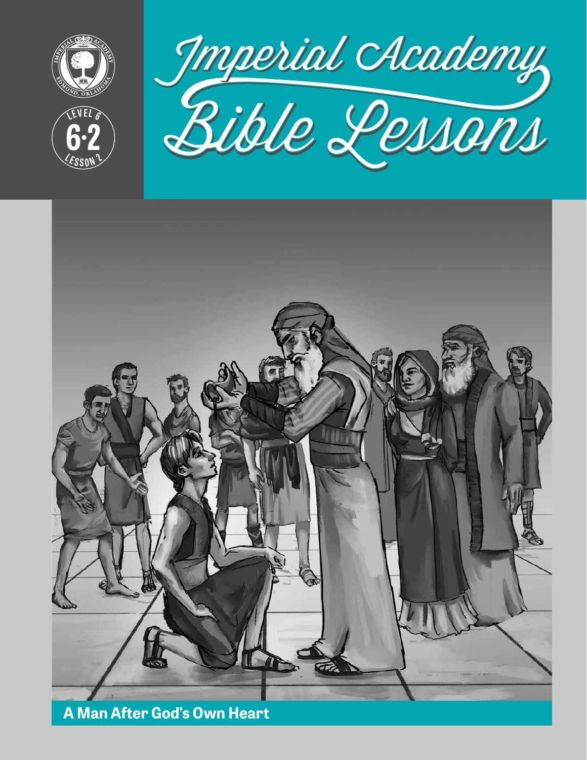# Imperial Academy Bible Lessons

Level 6 · 6·2 · Lesson 2

## A Man After God's Own Heart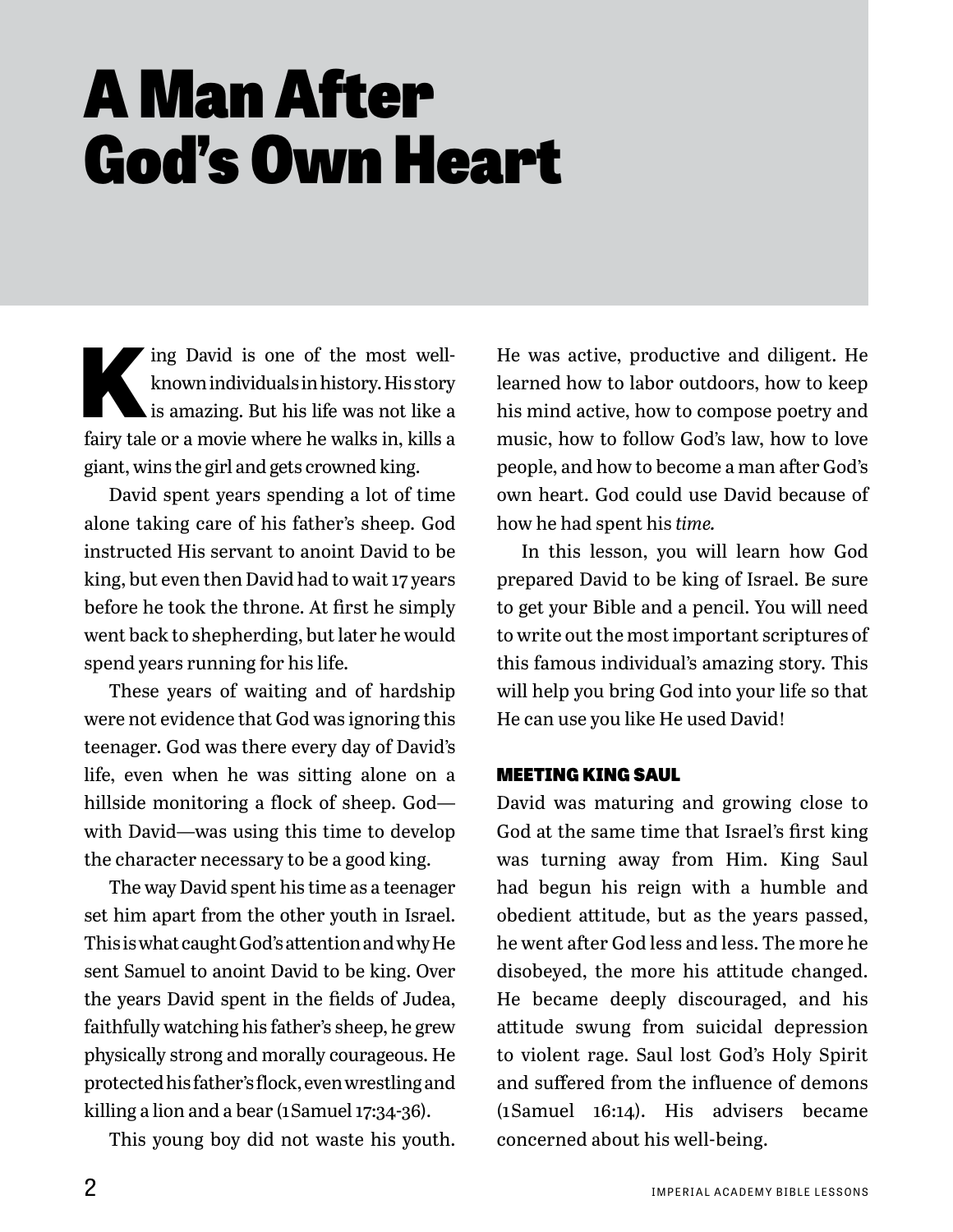# A Man After God's Own Heart

King David is one of the most well-known individuals in history. His story is amazing. But his life was not like a fairy tale or a movie where he walks in, kills a giant, wins the girl and gets crowned king.

David spent years spending a lot of time alone taking care of his father's sheep. God instructed His servant to anoint David to be king, but even then David had to wait 17 years before he took the throne. At first he simply went back to shepherding, but later he would spend years running for his life.

These years of waiting and of hardship were not evidence that God was ignoring this teenager. God was there every day of David's life, even when he was sitting alone on a hillside monitoring a flock of sheep. God—with David—was using this time to develop the character necessary to be a good king.

The way David spent his time as a teenager set him apart from the other youth in Israel. This is what caught God's attention and why He sent Samuel to anoint David to be king. Over the years David spent in the fields of Judea, faithfully watching his father's sheep, he grew physically strong and morally courageous. He protected his father's flock, even wrestling and killing a lion and a bear (1 Samuel 17:34-36).

This young boy did not waste his youth. He was active, productive and diligent. He learned how to labor outdoors, how to keep his mind active, how to compose poetry and music, how to follow God's law, how to love people, and how to become a man after God's own heart. God could use David because of how he had spent his *time.*

In this lesson, you will learn how God prepared David to be king of Israel. Be sure to get your Bible and a pencil. You will need to write out the most important scriptures of this famous individual's amazing story. This will help you bring God into your life so that He can use you like He used David!

### MEETING KING SAUL

David was maturing and growing close to God at the same time that Israel's first king was turning away from Him. King Saul had begun his reign with a humble and obedient attitude, but as the years passed, he went after God less and less. The more he disobeyed, the more his attitude changed. He became deeply discouraged, and his attitude swung from suicidal depression to violent rage. Saul lost God's Holy Spirit and suffered from the influence of demons (1 Samuel 16:14). His advisers became concerned about his well-being.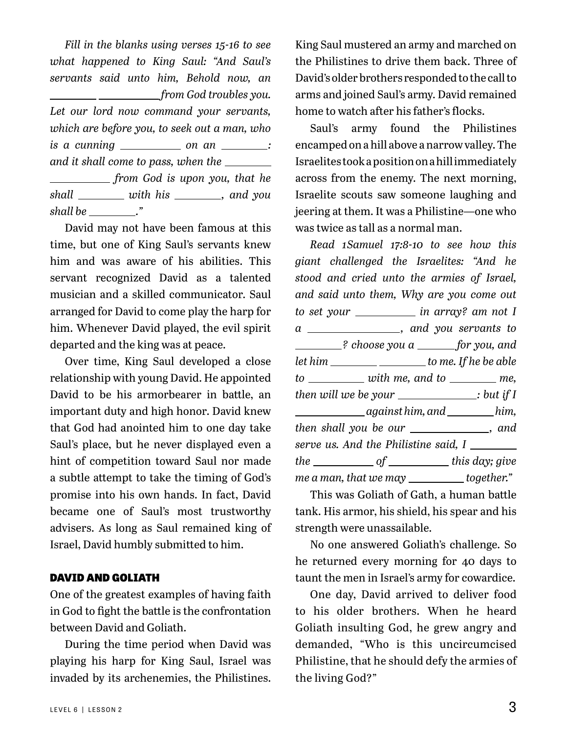*Fill in the blanks using verses 15-16 to see what happened to King Saul: "And Saul's servants said unto him, Behold now, an ________ __________ from God troubles you. Let our lord now command your servants, which are before you, to seek out a man, who is a cunning __________ on an ________: and it shall come to pass, when the ________ __________ from God is upon you, that he shall ________ with his ________, and you shall be ________."*

David may not have been famous at this time, but one of King Saul's servants knew him and was aware of his abilities. This servant recognized David as a talented musician and a skilled communicator. Saul arranged for David to come play the harp for him. Whenever David played, the evil spirit departed and the king was at peace.

Over time, King Saul developed a close relationship with young David. He appointed David to be his armorbearer in battle, an important duty and high honor. David knew that God had anointed him to one day take Saul's place, but he never displayed even a hint of competition toward Saul nor made a subtle attempt to take the timing of God's promise into his own hands. In fact, David became one of Saul's most trustworthy advisers. As long as Saul remained king of Israel, David humbly submitted to him.

## DAVID AND GOLIATH

One of the greatest examples of having faith in God to fight the battle is the confrontation between David and Goliath.

During the time period when David was playing his harp for King Saul, Israel was invaded by its archenemies, the Philistines. King Saul mustered an army and marched on the Philistines to drive them back. Three of David's older brothers responded to the call to arms and joined Saul's army. David remained home to watch after his father's flocks.

Saul's army found the Philistines encamped on a hill above a narrow valley. The Israelites took a position on a hill immediately across from the enemy. The next morning, Israelite scouts saw someone laughing and jeering at them. It was a Philistine—one who was twice as tall as a normal man.

*Read 1Samuel 17:8-10 to see how this giant challenged the Israelites: "And he stood and cried unto the armies of Israel, and said unto them, Why are you come out to set your __________ in array? am not I a ________________, and you servants to ________? choose you a ______ for you, and let him ________ ________ to me. If he be able to _________ with me, and to ________ me, then will we be your _____________: but if I ____________ against him, and ________ him, then shall you be our ______________, and serve us. And the Philistine said, I ________ the __________ of __________ this day; give me a man, that we may __________ together."*

This was Goliath of Gath, a human battle tank. His armor, his shield, his spear and his strength were unassailable.

No one answered Goliath's challenge. So he returned every morning for 40 days to taunt the men in Israel's army for cowardice.

One day, David arrived to deliver food to his older brothers. When he heard Goliath insulting God, he grew angry and demanded, "Who is this uncircumcised Philistine, that he should defy the armies of the living God?"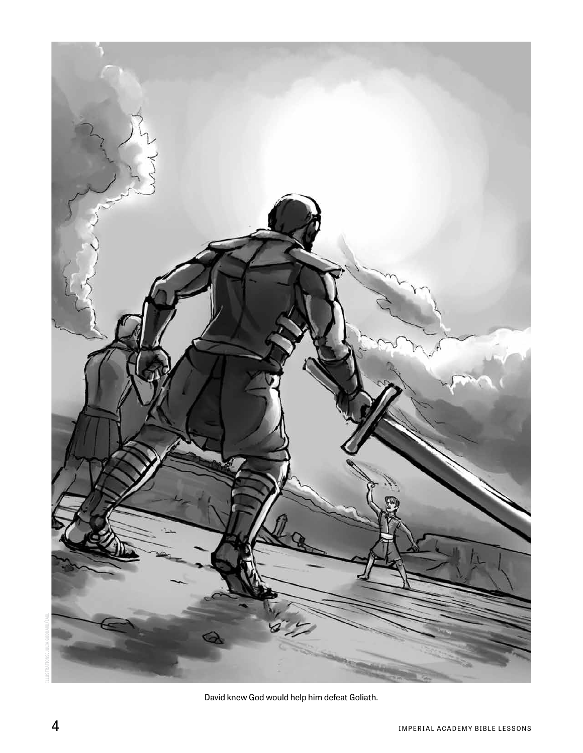David knew God would help him defeat Goliath.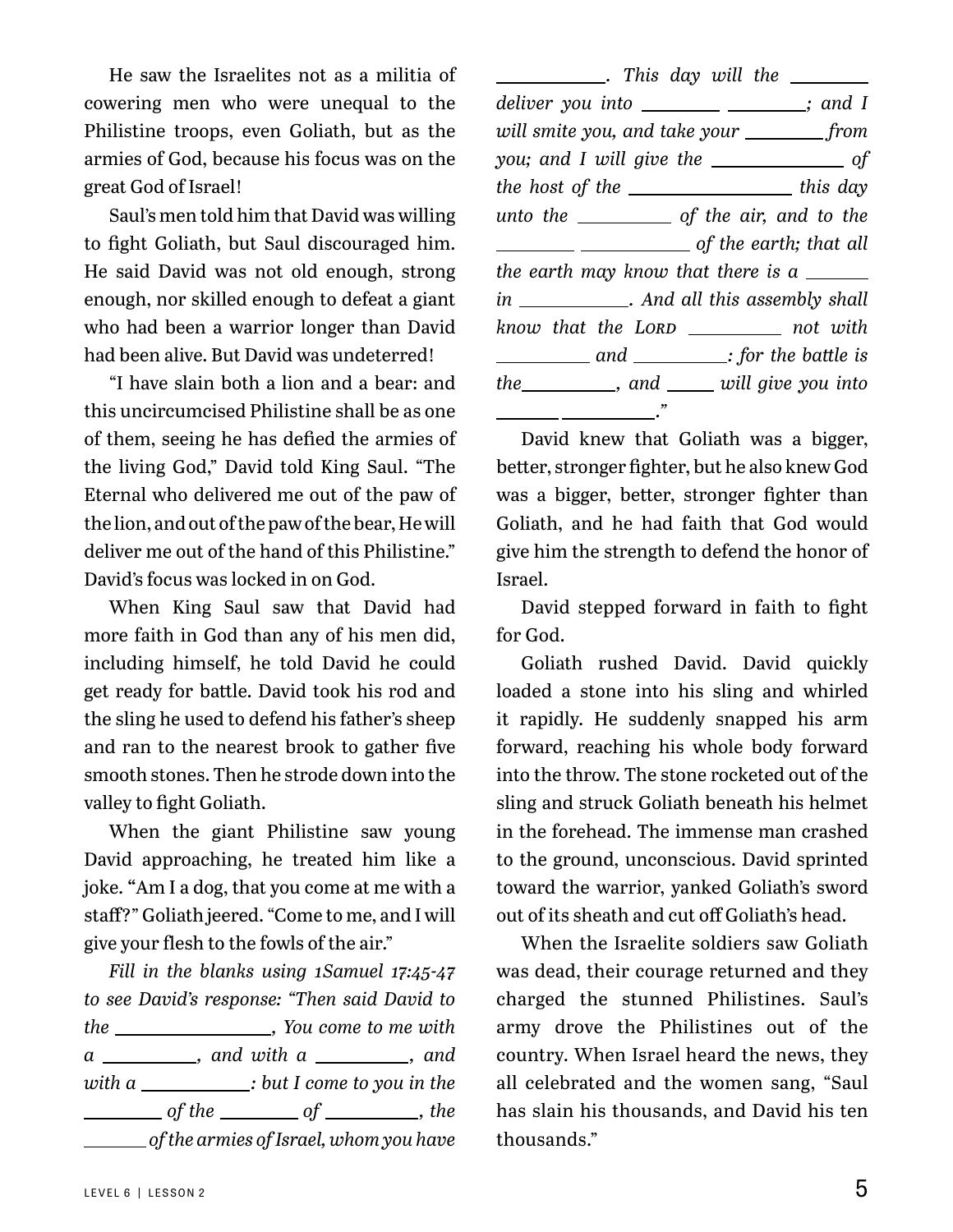He saw the Israelites not as a militia of cowering men who were unequal to the Philistine troops, even Goliath, but as the armies of God, because his focus was on the great God of Israel!

Saul's men told him that David was willing to fight Goliath, but Saul discouraged him. He said David was not old enough, strong enough, nor skilled enough to defeat a giant who had been a warrior longer than David had been alive. But David was undeterred!

"I have slain both a lion and a bear: and this uncircumcised Philistine shall be as one of them, seeing he has defied the armies of the living God," David told King Saul. "The Eternal who delivered me out of the paw of the lion, and out of the paw of the bear, He will deliver me out of the hand of this Philistine." David's focus was locked in on God.

When King Saul saw that David had more faith in God than any of his men did, including himself, he told David he could get ready for battle. David took his rod and the sling he used to defend his father's sheep and ran to the nearest brook to gather five smooth stones. Then he strode down into the valley to fight Goliath.

When the giant Philistine saw young David approaching, he treated him like a joke. "Am I a dog, that you come at me with a staff?" Goliath jeered. "Come to me, and I will give your flesh to the fowls of the air."

*Fill in the blanks using 1Samuel 17:45-47 to see David's response: "Then said David to the ________________, You come to me with a __________, and with a __________, and with a ____________: but I come to you in the _________ of the _________ of __________, the _______ of the armies of Israel, whom you have ____________. This day will the _________ deliver you into _________ _________; and I will smite you, and take your _________ from you; and I will give the ______________ of the host of the __________________ this day unto the __________ of the air, and to the _________ ____________ of the earth; that all the earth may know that there is a _______ in ____________. And all this assembly shall know that the LORD __________ not with __________ and __________: for the battle is the__________, and _____ will give you into _______ __________."*

David knew that Goliath was a bigger, better, stronger fighter, but he also knew God was a bigger, better, stronger fighter than Goliath, and he had faith that God would give him the strength to defend the honor of Israel.

David stepped forward in faith to fight for God.

Goliath rushed David. David quickly loaded a stone into his sling and whirled it rapidly. He suddenly snapped his arm forward, reaching his whole body forward into the throw. The stone rocketed out of the sling and struck Goliath beneath his helmet in the forehead. The immense man crashed to the ground, unconscious. David sprinted toward the warrior, yanked Goliath's sword out of its sheath and cut off Goliath's head.

When the Israelite soldiers saw Goliath was dead, their courage returned and they charged the stunned Philistines. Saul's army drove the Philistines out of the country. When Israel heard the news, they all celebrated and the women sang, "Saul has slain his thousands, and David his ten thousands."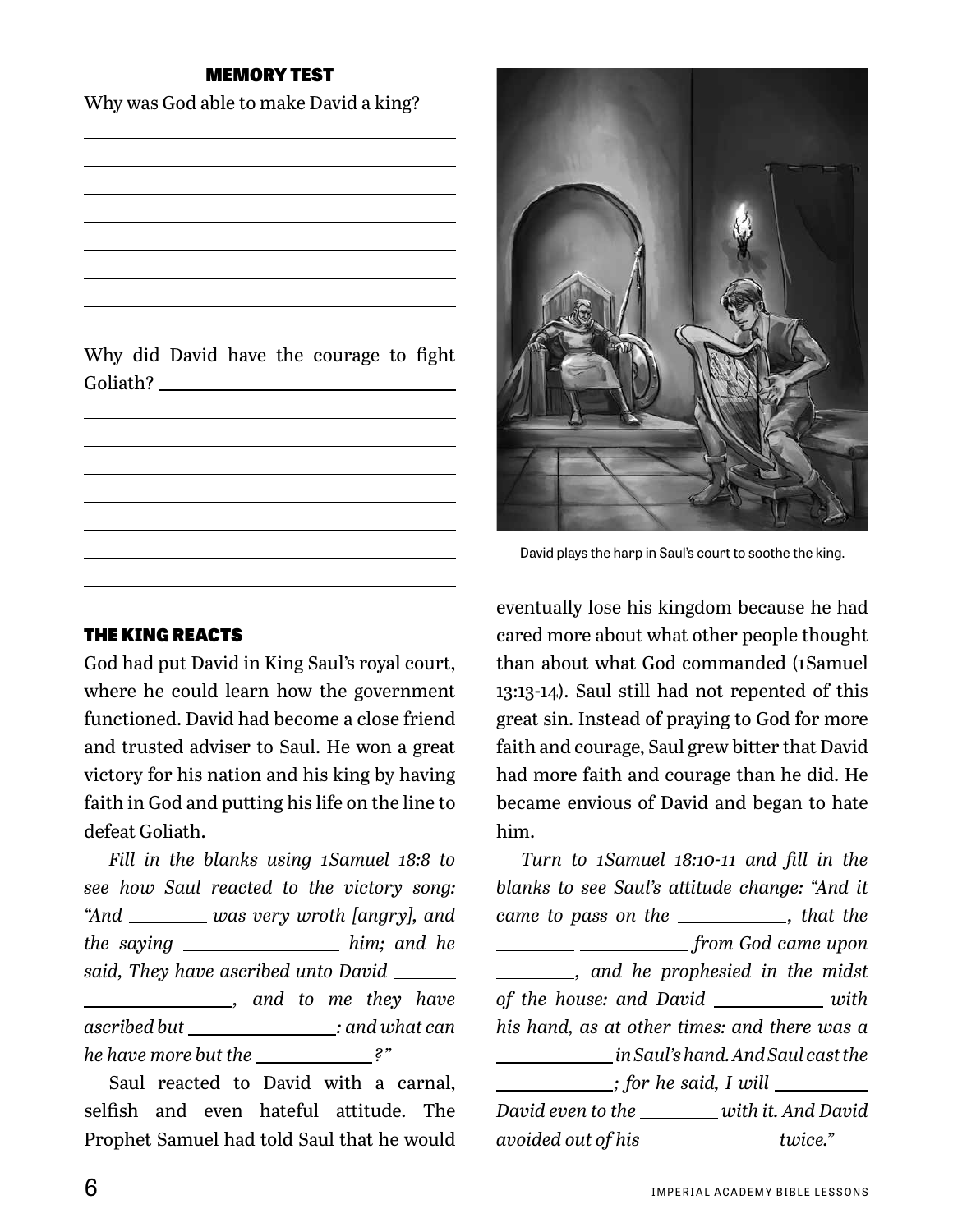### MEMORY TEST

Why was God able to make David a king?

\_\_\_\_\_\_\_\_\_\_\_\_\_\_\_\_\_\_\_\_\_\_\_\_\_\_\_\_\_\_\_\_\_\_\_\_\_\_\_\_

\_\_\_\_\_\_\_\_\_\_\_\_\_\_\_\_\_\_\_\_\_\_\_\_\_\_\_\_\_\_\_\_\_\_\_\_\_\_\_\_

\_\_\_\_\_\_\_\_\_\_\_\_\_\_\_\_\_\_\_\_\_\_\_\_\_\_\_\_\_\_\_\_\_\_\_\_\_\_\_\_

\_\_\_\_\_\_\_\_\_\_\_\_\_\_\_\_\_\_\_\_\_\_\_\_\_\_\_\_\_\_\_\_\_\_\_\_\_\_\_\_

\_\_\_\_\_\_\_\_\_\_\_\_\_\_\_\_\_\_\_\_\_\_\_\_\_\_\_\_\_\_\_\_\_\_\_\_\_\_\_\_

\_\_\_\_\_\_\_\_\_\_\_\_\_\_\_\_\_\_\_\_\_\_\_\_\_\_\_\_\_\_\_\_\_\_\_\_\_\_\_\_

\_\_\_\_\_\_\_\_\_\_\_\_\_\_\_\_\_\_\_\_\_\_\_\_\_\_\_\_\_\_\_\_\_\_\_\_\_\_\_\_

Why did David have the courage to fight Goliath? \_\_\_\_\_\_\_\_\_\_\_\_\_\_\_\_\_\_\_\_\_\_\_\_\_\_\_\_

\_\_\_\_\_\_\_\_\_\_\_\_\_\_\_\_\_\_\_\_\_\_\_\_\_\_\_\_\_\_\_\_\_\_\_\_\_\_\_\_

\_\_\_\_\_\_\_\_\_\_\_\_\_\_\_\_\_\_\_\_\_\_\_\_\_\_\_\_\_\_\_\_\_\_\_\_\_\_\_\_

\_\_\_\_\_\_\_\_\_\_\_\_\_\_\_\_\_\_\_\_\_\_\_\_\_\_\_\_\_\_\_\_\_\_\_\_\_\_\_\_

\_\_\_\_\_\_\_\_\_\_\_\_\_\_\_\_\_\_\_\_\_\_\_\_\_\_\_\_\_\_\_\_\_\_\_\_\_\_\_\_

\_\_\_\_\_\_\_\_\_\_\_\_\_\_\_\_\_\_\_\_\_\_\_\_\_\_\_\_\_\_\_\_\_\_\_\_\_\_\_\_

\_\_\_\_\_\_\_\_\_\_\_\_\_\_\_\_\_\_\_\_\_\_\_\_\_\_\_\_\_\_\_\_\_\_\_\_\_\_\_\_

\_\_\_\_\_\_\_\_\_\_\_\_\_\_\_\_\_\_\_\_\_\_\_\_\_\_\_\_\_\_\_\_\_\_\_\_\_\_\_\_

David plays the harp in Saul's court to soothe the king.

### THE KING REACTS

God had put David in King Saul's royal court, where he could learn how the government functioned. David had become a close friend and trusted adviser to Saul. He won a great victory for his nation and his king by having faith in God and putting his life on the line to defeat Goliath.

*Fill in the blanks using 1Samuel 18:8 to see how Saul reacted to the victory song: "And \_\_\_\_\_\_\_\_ was very wroth [angry], and the saying \_\_\_\_\_\_\_\_\_\_\_\_\_\_\_\_ him; and he said, They have ascribed unto David \_\_\_\_\_\_\_ \_\_\_\_\_\_\_\_\_\_\_\_\_\_\_\_, and to me they have ascribed but \_\_\_\_\_\_\_\_\_\_\_\_\_\_\_\_: and what can he have more but the \_\_\_\_\_\_\_\_\_\_\_\_?"*

Saul reacted to David with a carnal, selfish and even hateful attitude. The Prophet Samuel had told Saul that he would eventually lose his kingdom because he had cared more about what other people thought than about what God commanded (1Samuel 13:13-14). Saul still had not repented of this great sin. Instead of praying to God for more faith and courage, Saul grew bitter that David had more faith and courage than he did. He became envious of David and began to hate him.

*Turn to 1Samuel 18:10-11 and fill in the blanks to see Saul's attitude change: "And it came to pass on the \_\_\_\_\_\_\_\_\_\_\_\_, that the \_\_\_\_\_\_\_\_ \_\_\_\_\_\_\_\_\_\_\_\_ from God came upon \_\_\_\_\_\_\_\_, and he prophesied in the midst of the house: and David \_\_\_\_\_\_\_\_\_\_\_\_ with his hand, as at other times: and there was a \_\_\_\_\_\_\_\_\_\_\_\_ in Saul's hand. And Saul cast the \_\_\_\_\_\_\_\_\_\_\_\_; for he said, I will \_\_\_\_\_\_\_\_\_\_ David even to the \_\_\_\_\_\_\_\_ with it. And David avoided out of his \_\_\_\_\_\_\_\_\_\_\_\_\_\_ twice."*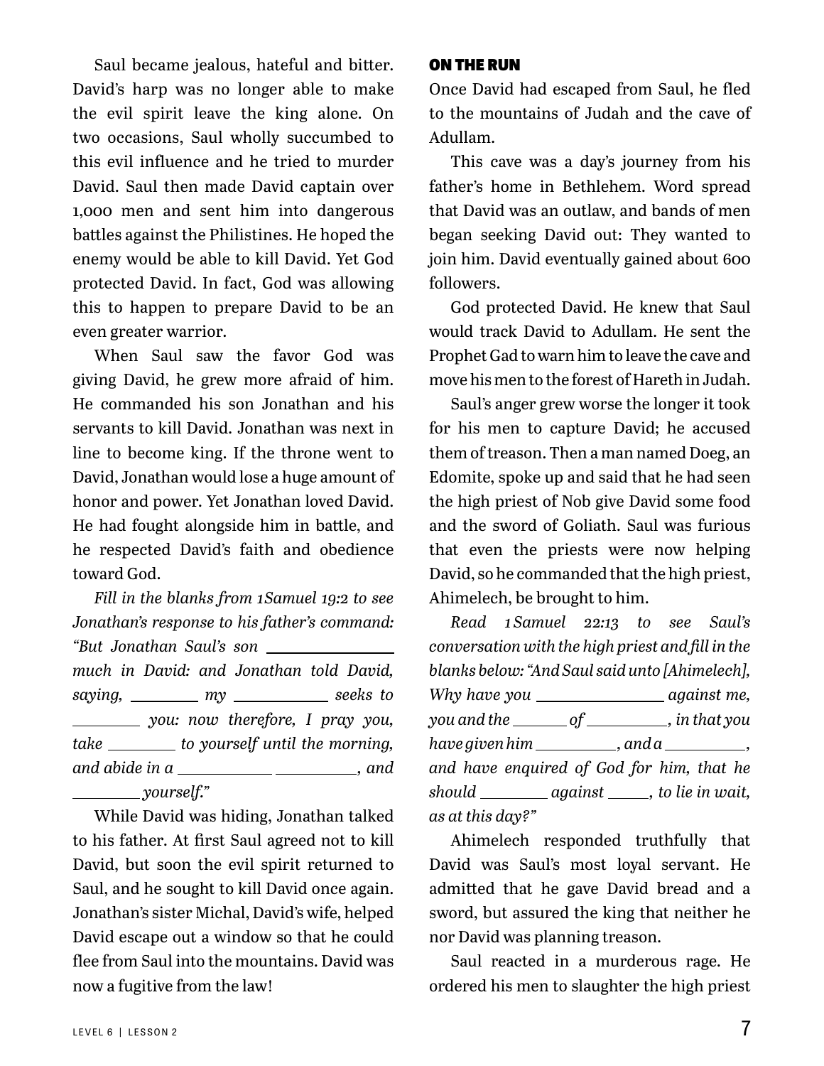Saul became jealous, hateful and bitter. David's harp was no longer able to make the evil spirit leave the king alone. On two occasions, Saul wholly succumbed to this evil influence and he tried to murder David. Saul then made David captain over 1,000 men and sent him into dangerous battles against the Philistines. He hoped the enemy would be able to kill David. Yet God protected David. In fact, God was allowing this to happen to prepare David to be an even greater warrior.

When Saul saw the favor God was giving David, he grew more afraid of him. He commanded his son Jonathan and his servants to kill David. Jonathan was next in line to become king. If the throne went to David, Jonathan would lose a huge amount of honor and power. Yet Jonathan loved David. He had fought alongside him in battle, and he respected David's faith and obedience toward God.

*Fill in the blanks from 1Samuel 19:2 to see Jonathan's response to his father's command: "But Jonathan Saul's son ______________ much in David: and Jonathan told David, saying, ________ my __________ seeks to ________ you: now therefore, I pray you, take ________ to yourself until the morning, and abide in a __________ __________, and ________ yourself."*

While David was hiding, Jonathan talked to his father. At first Saul agreed not to kill David, but soon the evil spirit returned to Saul, and he sought to kill David once again. Jonathan's sister Michal, David's wife, helped David escape out a window so that he could flee from Saul into the mountains. David was now a fugitive from the law!

## ON THE RUN

Once David had escaped from Saul, he fled to the mountains of Judah and the cave of Adullam.

This cave was a day's journey from his father's home in Bethlehem. Word spread that David was an outlaw, and bands of men began seeking David out: They wanted to join him. David eventually gained about 600 followers.

God protected David. He knew that Saul would track David to Adullam. He sent the Prophet Gad to warn him to leave the cave and move his men to the forest of Hareth in Judah.

Saul's anger grew worse the longer it took for his men to capture David; he accused them of treason. Then a man named Doeg, an Edomite, spoke up and said that he had seen the high priest of Nob give David some food and the sword of Goliath. Saul was furious that even the priests were now helping David, so he commanded that the high priest, Ahimelech, be brought to him.

*Read 1Samuel 22:13 to see Saul's conversation with the high priest and fill in the blanks below: "And Saul said unto [Ahimelech], Why have you ______________ against me, you and the ______ of _________, in that you have given him _________, and a _________, and have enquired of God for him, that he should ________ against _____, to lie in wait, as at this day?"*

Ahimelech responded truthfully that David was Saul's most loyal servant. He admitted that he gave David bread and a sword, but assured the king that neither he nor David was planning treason.

Saul reacted in a murderous rage. He ordered his men to slaughter the high priest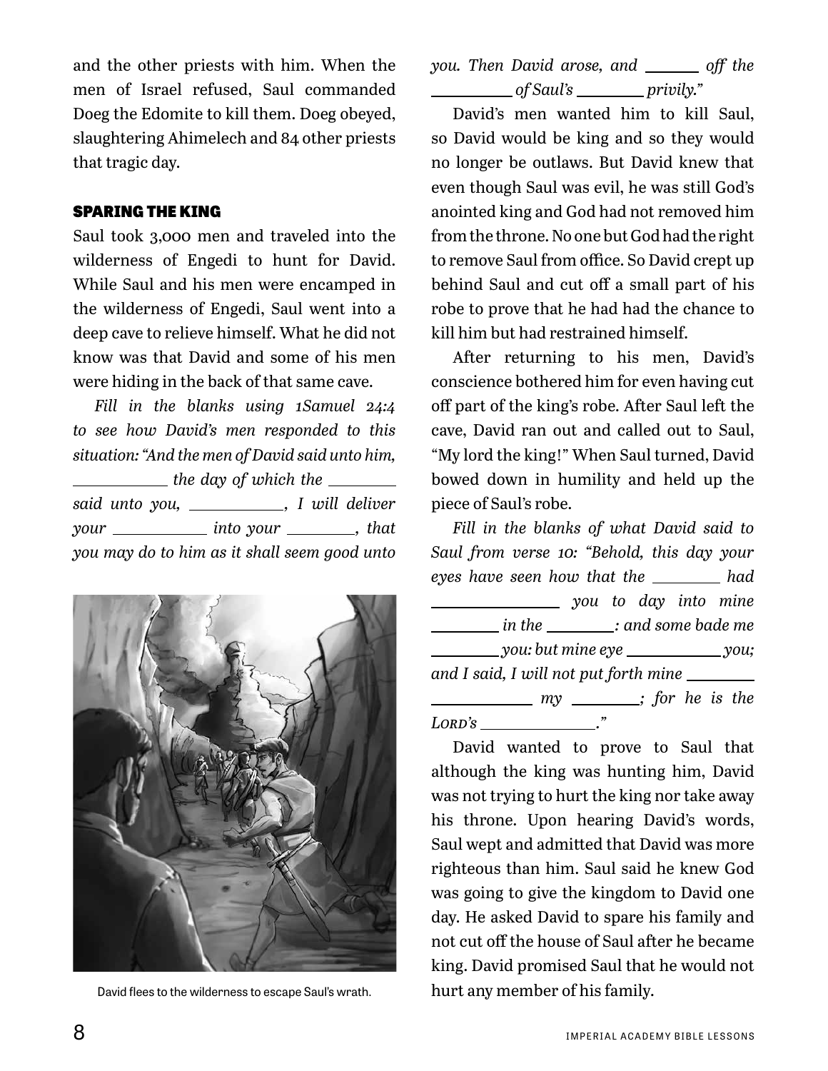and the other priests with him. When the men of Israel refused, Saul commanded Doeg the Edomite to kill them. Doeg obeyed, slaughtering Ahimelech and 84 other priests that tragic day.

## SPARING THE KING

Saul took 3,000 men and traveled into the wilderness of Engedi to hunt for David. While Saul and his men were encamped in the wilderness of Engedi, Saul went into a deep cave to relieve himself. What he did not know was that David and some of his men were hiding in the back of that same cave.

*Fill in the blanks using 1Samuel 24:4 to see how David's men responded to this situation: "And the men of David said unto him, \_\_\_\_\_\_\_\_\_\_ the day of which the \_\_\_\_\_\_\_\_ said unto you, \_\_\_\_\_\_\_\_\_\_, I will deliver your \_\_\_\_\_\_\_\_\_\_ into your \_\_\_\_\_\_\_\_, that you may do to him as it shall seem good unto you. Then David arose, and \_\_\_\_\_\_ off the \_\_\_\_\_\_\_\_\_ of Saul's \_\_\_\_\_\_\_\_ privily."*

David flees to the wilderness to escape Saul's wrath.

David's men wanted him to kill Saul, so David would be king and so they would no longer be outlaws. But David knew that even though Saul was evil, he was still God's anointed king and God had not removed him from the throne. No one but God had the right to remove Saul from office. So David crept up behind Saul and cut off a small part of his robe to prove that he had had the chance to kill him but had restrained himself.

After returning to his men, David's conscience bothered him for even having cut off part of the king's robe. After Saul left the cave, David ran out and called out to Saul, "My lord the king!" When Saul turned, David bowed down in humility and held up the piece of Saul's robe.

*Fill in the blanks of what David said to Saul from verse 10: "Behold, this day your eyes have seen how that the \_\_\_\_\_\_\_\_ had \_\_\_\_\_\_\_\_\_\_\_\_\_\_ you to day into mine \_\_\_\_\_\_\_\_ in the \_\_\_\_\_\_\_\_: and some bade me \_\_\_\_\_\_\_\_ you: but mine eye \_\_\_\_\_\_\_\_\_\_\_ you; and I said, I will not put forth mine \_\_\_\_\_\_\_\_ \_\_\_\_\_\_\_\_\_\_\_\_ my \_\_\_\_\_\_\_\_; for he is the LORD's \_\_\_\_\_\_\_\_\_\_\_\_\_."*

David wanted to prove to Saul that although the king was hunting him, David was not trying to hurt the king nor take away his throne. Upon hearing David's words, Saul wept and admitted that David was more righteous than him. Saul said he knew God was going to give the kingdom to David one day. He asked David to spare his family and not cut off the house of Saul after he became king. David promised Saul that he would not hurt any member of his family.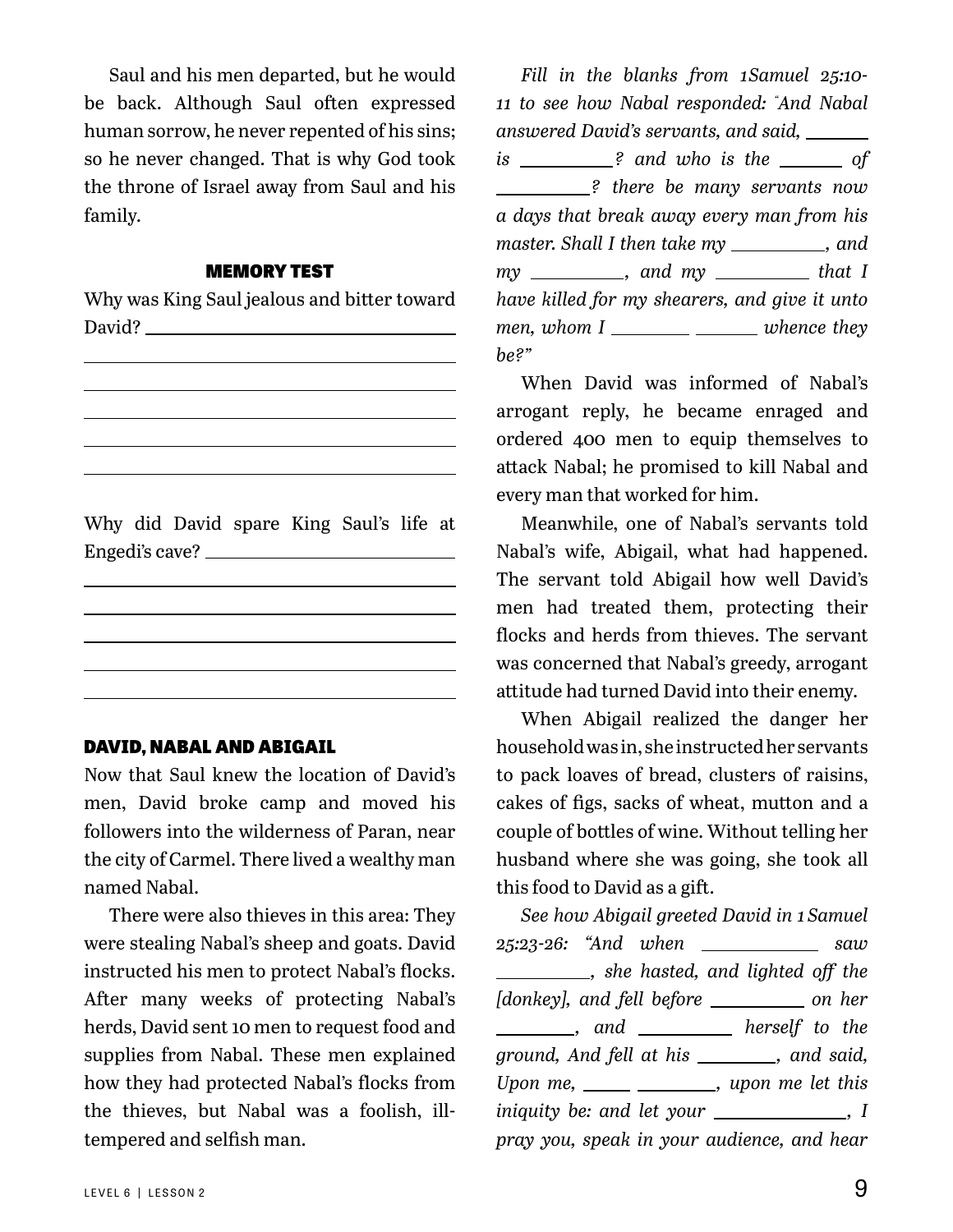Saul and his men departed, but he would be back. Although Saul often expressed human sorrow, he never repented of his sins; so he never changed. That is why God took the throne of Israel away from Saul and his family.

### MEMORY TEST

Why was King Saul jealous and bitter toward David? ______________________________

______________________________

______________________________

______________________________

______________________________

______________________________

Why did David spare King Saul's life at Engedi's cave? ______________________________

______________________________

______________________________

______________________________

______________________________

______________________________

### DAVID, NABAL AND ABIGAIL

Now that Saul knew the location of David's men, David broke camp and moved his followers into the wilderness of Paran, near the city of Carmel. There lived a wealthy man named Nabal.

There were also thieves in this area: They were stealing Nabal's sheep and goats. David instructed his men to protect Nabal's flocks. After many weeks of protecting Nabal's herds, David sent 10 men to request food and supplies from Nabal. These men explained how they had protected Nabal's flocks from the thieves, but Nabal was a foolish, ill-tempered and selfish man.

*Fill in the blanks from 1Samuel 25:10-11 to see how Nabal responded: "And Nabal answered David's servants, and said, ________ is __________? and who is the _______ of __________? there be many servants now a days that break away every man from his master. Shall I then take my __________, and my __________, and my __________ that I have killed for my shearers, and give it unto men, whom I ________ _______ whence they be?"*

When David was informed of Nabal's arrogant reply, he became enraged and ordered 400 men to equip themselves to attack Nabal; he promised to kill Nabal and every man that worked for him.

Meanwhile, one of Nabal's servants told Nabal's wife, Abigail, what had happened. The servant told Abigail how well David's men had treated them, protecting their flocks and herds from thieves. The servant was concerned that Nabal's greedy, arrogant attitude had turned David into their enemy.

When Abigail realized the danger her household was in, she instructed her servants to pack loaves of bread, clusters of raisins, cakes of figs, sacks of wheat, mutton and a couple of bottles of wine. Without telling her husband where she was going, she took all this food to David as a gift.

*See how Abigail greeted David in 1 Samuel 25:23-26: "And when ____________ saw __________, she hasted, and lighted off the [donkey], and fell before __________ on her ________, and __________ herself to the ground, And fell at his ________, and said, Upon me, _____ ________, upon me let this iniquity be: and let your ______________, I pray you, speak in your audience, and hear*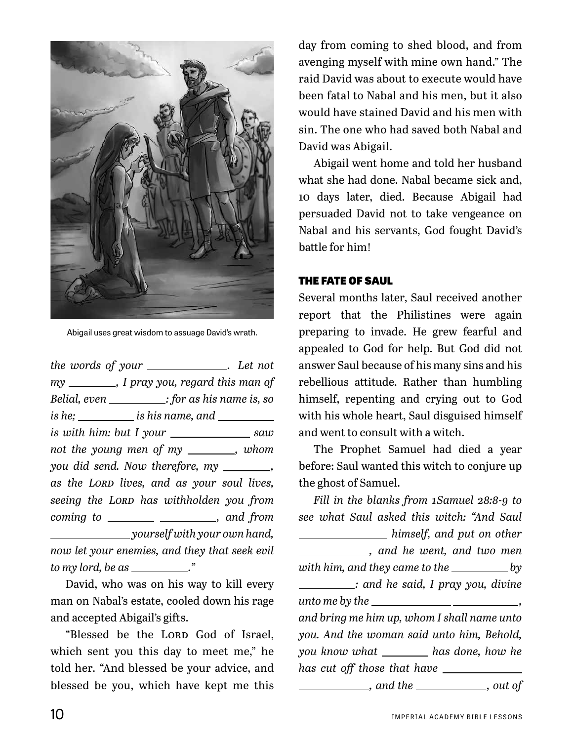Abigail uses great wisdom to assuage David's wrath.

*the words of your \_\_\_\_\_\_\_\_\_\_. Let not my \_\_\_\_\_\_\_\_, I pray you, regard this man of Belial, even \_\_\_\_\_\_\_\_\_\_: for as his name is, so is he; \_\_\_\_\_\_\_\_\_\_ is his name, and \_\_\_\_\_\_\_\_\_\_ is with him: but I your \_\_\_\_\_\_\_\_\_\_ saw not the young men of my \_\_\_\_\_\_\_\_, whom you did send. Now therefore, my \_\_\_\_\_\_\_\_, as the Lord lives, and as your soul lives, seeing the Lord has withholden you from coming to \_\_\_\_\_\_\_\_ \_\_\_\_\_\_\_\_\_\_, and from \_\_\_\_\_\_\_\_\_\_ yourself with your own hand, now let your enemies, and they that seek evil to my lord, be as \_\_\_\_\_\_\_\_\_\_."*

David, who was on his way to kill every man on Nabal's estate, cooled down his rage and accepted Abigail's gifts.

"Blessed be the Lord God of Israel, which sent you this day to meet me," he told her. "And blessed be your advice, and blessed be you, which have kept me this day from coming to shed blood, and from avenging myself with mine own hand." The raid David was about to execute would have been fatal to Nabal and his men, but it also would have stained David and his men with sin. The one who had saved both Nabal and David was Abigail.

Abigail went home and told her husband what she had done. Nabal became sick and, 10 days later, died. Because Abigail had persuaded David not to take vengeance on Nabal and his servants, God fought David's battle for him!

### THE FATE OF SAUL

Several months later, Saul received another report that the Philistines were again preparing to invade. He grew fearful and appealed to God for help. But God did not answer Saul because of his many sins and his rebellious attitude. Rather than humbling himself, repenting and crying out to God with his whole heart, Saul disguised himself and went to consult with a witch.

The Prophet Samuel had died a year before: Saul wanted this witch to conjure up the ghost of Samuel.

*Fill in the blanks from 1Samuel 28:8-9 to see what Saul asked this witch: "And Saul \_\_\_\_\_\_\_\_\_\_ himself, and put on other \_\_\_\_\_\_\_\_\_\_, and he went, and two men with him, and they came to the \_\_\_\_\_\_\_\_\_\_ by \_\_\_\_\_\_\_\_\_\_: and he said, I pray you, divine unto me by the \_\_\_\_\_\_\_\_\_\_ \_\_\_\_\_\_\_\_\_\_, and bring me him up, whom I shall name unto you. And the woman said unto him, Behold, you know what \_\_\_\_\_\_\_\_ has done, how he has cut off those that have \_\_\_\_\_\_\_\_\_\_ \_\_\_\_\_\_\_\_\_\_, and the \_\_\_\_\_\_\_\_\_\_, out of*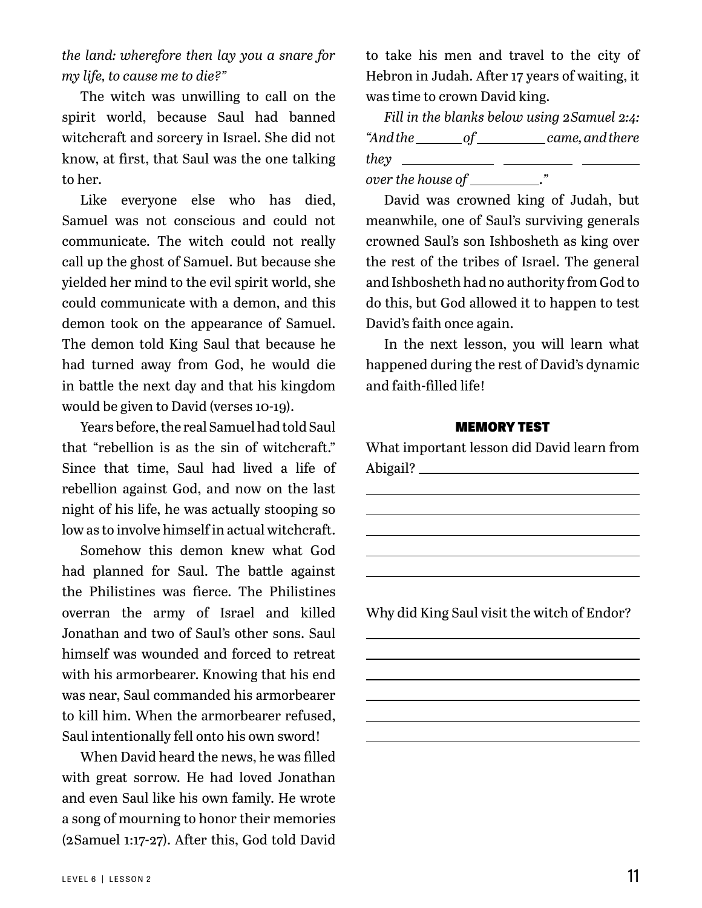*the land: wherefore then lay you a snare for my life, to cause me to die?"*

The witch was unwilling to call on the spirit world, because Saul had banned witchcraft and sorcery in Israel. She did not know, at first, that Saul was the one talking to her.

Like everyone else who has died, Samuel was not conscious and could not communicate. The witch could not really call up the ghost of Samuel. But because she yielded her mind to the evil spirit world, she could communicate with a demon, and this demon took on the appearance of Samuel. The demon told King Saul that because he had turned away from God, he would die in battle the next day and that his kingdom would be given to David (verses 10-19).

Years before, the real Samuel had told Saul that "rebellion is as the sin of witchcraft." Since that time, Saul had lived a life of rebellion against God, and now on the last night of his life, he was actually stooping so low as to involve himself in actual witchcraft.

Somehow this demon knew what God had planned for Saul. The battle against the Philistines was fierce. The Philistines overran the army of Israel and killed Jonathan and two of Saul's other sons. Saul himself was wounded and forced to retreat with his armorbearer. Knowing that his end was near, Saul commanded his armorbearer to kill him. When the armorbearer refused, Saul intentionally fell onto his own sword!

When David heard the news, he was filled with great sorrow. He had loved Jonathan and even Saul like his own family. He wrote a song of mourning to honor their memories (2 Samuel 1:17-27). After this, God told David to take his men and travel to the city of Hebron in Judah. After 17 years of waiting, it was time to crown David king.

*Fill in the blanks below using 2 Samuel 2:4: "And the ______ of ________ came, and there they __________ ________ ________ over the house of ________."*

David was crowned king of Judah, but meanwhile, one of Saul's surviving generals crowned Saul's son Ishbosheth as king over the rest of the tribes of Israel. The general and Ishbosheth had no authority from God to do this, but God allowed it to happen to test David's faith once again.

In the next lesson, you will learn what happened during the rest of David's dynamic and faith-filled life!

### MEMORY TEST

What important lesson did David learn from Abigail? ____________________

____________________________________________

____________________________________________

____________________________________________

____________________________________________

____________________________________________

Why did King Saul visit the witch of Endor?

____________________________________________

____________________________________________

____________________________________________

____________________________________________

____________________________________________

____________________________________________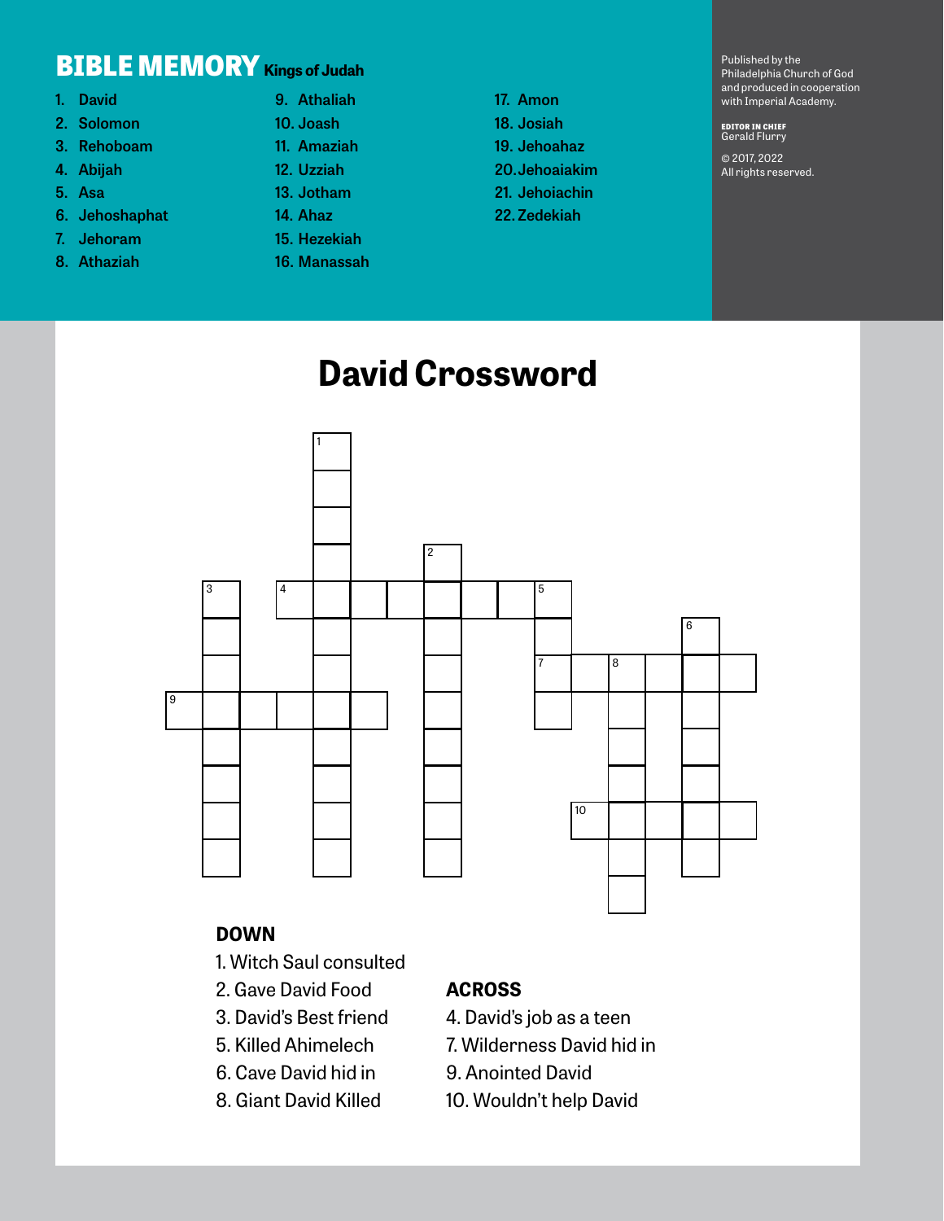# BIBLE MEMORY Kings of Judah

1. David
2. Solomon
3. Rehoboam
4. Abijah
5. Asa
6. Jehoshaphat
7. Jehoram
8. Athaziah
9. Athaliah
10. Joash
11. Amaziah
12. Uzziah
13. Jotham
14. Ahaz
15. Hezekiah
16. Manassah
17. Amon
18. Josiah
19. Jehoahaz
20. Jehoaiakim
21. Jehoiachin
22. Zedekiah

Published by the Philadelphia Church of God and produced in cooperation with Imperial Academy.

**EDITOR IN CHIEF**
Gerald Flurry

© 2017, 2022
All rights reserved.

## David Crossword

1 2 3 4 5 6 7 8 9 10

### DOWN

1. Witch Saul consulted
2. Gave David Food
3. David's Best friend
5. Killed Ahimelech
6. Cave David hid in
8. Giant David Killed

### ACROSS

4. David's job as a teen
7. Wilderness David hid in
9. Anointed David
10. Wouldn't help David